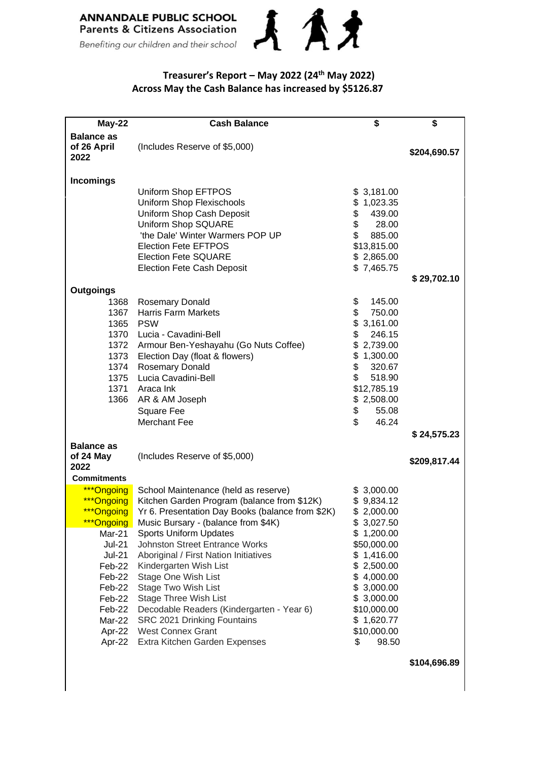**ANNANDALE PUBLIC SCHOOL**
**Parents & Citizens Association**
*Benefiting our children and their school*

## Treasurer's Report – May 2022 (24th May 2022)
## Across May the Cash Balance has increased by $5126.87

| May-22 | Cash Balance | $ | $ |
|---|---|---|---|
| **Balance as of 26 April 2022** | (Includes Reserve of $5,000) | | $204,690.57 |
| **Incomings** | | | |
| | Uniform Shop EFTPOS | $ 3,181.00 | |
| | Uniform Shop Flexischools | $ 1,023.35 | |
| | Uniform Shop Cash Deposit | $ 439.00 | |
| | Uniform Shop SQUARE | $ 28.00 | |
| | 'the Dale' Winter Warmers POP UP | $ 885.00 | |
| | Election Fete EFTPOS | $13,815.00 | |
| | Election Fete SQUARE | $ 2,865.00 | |
| | Election Fete Cash Deposit | $ 7,465.75 | |
| | | | $ 29,702.10 |
| **Outgoings** | | | |
| 1368 | Rosemary Donald | $ 145.00 | |
| 1367 | Harris Farm Markets | $ 750.00 | |
| 1365 | PSW | $ 3,161.00 | |
| 1370 | Lucia - Cavadini-Bell | $ 246.15 | |
| 1372 | Armour Ben-Yeshayahu (Go Nuts Coffee) | $ 2,739.00 | |
| 1373 | Election Day (float & flowers) | $ 1,300.00 | |
| 1374 | Rosemary Donald | $ 320.67 | |
| 1375 | Lucia Cavadini-Bell | $ 518.90 | |
| 1371 | Araca Ink | $12,785.19 | |
| 1366 | AR & AM Joseph | $ 2,508.00 | |
| | Square Fee | $ 55.08 | |
| | Merchant Fee | $ 46.24 | |
| | | | $ 24,575.23 |
| **Balance as of 24 May 2022** | (Includes Reserve of $5,000) | | $209,817.44 |
| **Commitments** | | | |
| ***Ongoing | School Maintenance (held as reserve) | $ 3,000.00 | |
| ***Ongoing | Kitchen Garden Program (balance from $12K) | $ 9,834.12 | |
| ***Ongoing | Yr 6. Presentation Day Books (balance from $2K) | $ 2,000.00 | |
| ***Ongoing | Music Bursary - (balance from $4K) | $ 3,027.50 | |
| Mar-21 | Sports Uniform Updates | $ 1,200.00 | |
| Jul-21 | Johnston Street Entrance Works | $50,000.00 | |
| Jul-21 | Aboriginal / First Nation Initiatives | $ 1,416.00 | |
| Feb-22 | Kindergarten Wish List | $ 2,500.00 | |
| Feb-22 | Stage One Wish List | $ 4,000.00 | |
| Feb-22 | Stage Two Wish List | $ 3,000.00 | |
| Feb-22 | Stage Three Wish List | $ 3,000.00 | |
| Feb-22 | Decodable Readers (Kindergarten - Year 6) | $10,000.00 | |
| Mar-22 | SRC 2021 Drinking Fountains | $ 1,620.77 | |
| Apr-22 | West Connex Grant | $10,000.00 | |
| Apr-22 | Extra Kitchen Garden Expenses | $ 98.50 | |
| | | | $104,696.89 |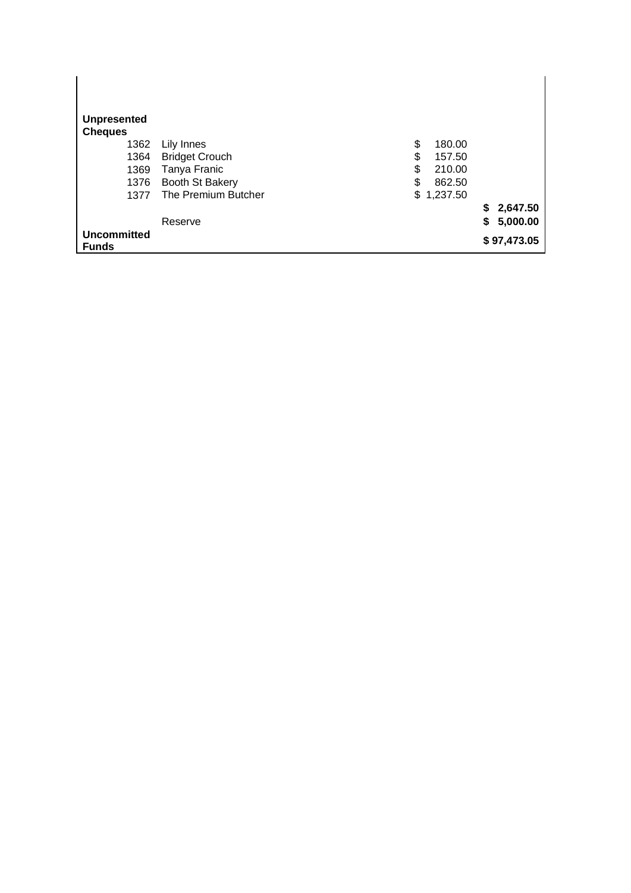| | | | |
|---|---|---|---|
| **Unpresented Cheques** | | | |
| 1362 | Lily Innes | $ 180.00 | |
| 1364 | Bridget Crouch | $ 157.50 | |
| 1369 | Tanya Franic | $ 210.00 | |
| 1376 | Booth St Bakery | $ 862.50 | |
| 1377 | The Premium Butcher | $ 1,237.50 | |
| | | | **$ 2,647.50** |
| | Reserve | | **$ 5,000.00** |
| **Uncommitted Funds** | | | **$ 97,473.05** |